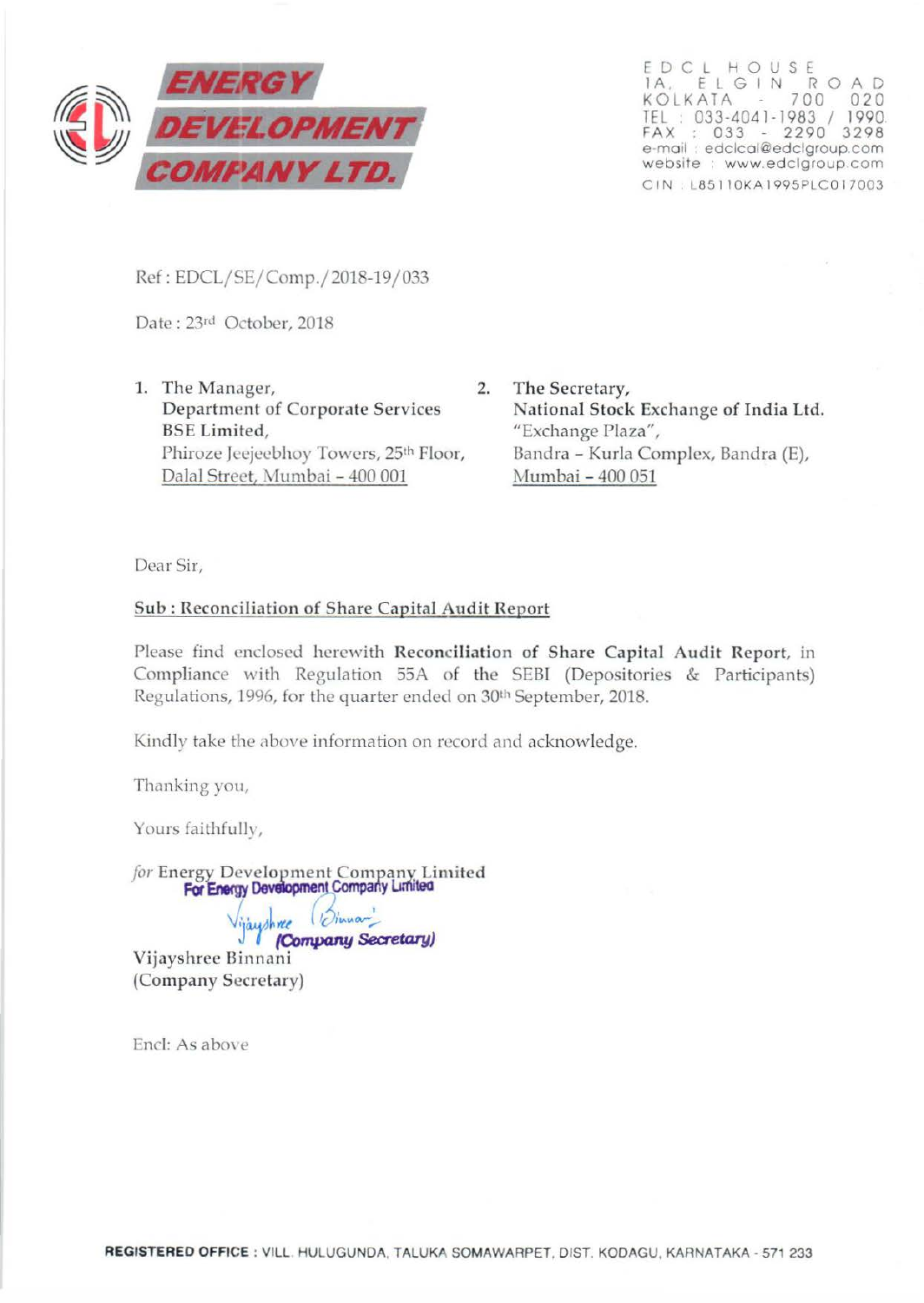**ENERGY DEVELOPMENT COMPANY LTD.**

EDCL HOUSE
1A, ELGIN ROAD
KOLKATA - 700 020
TEL : 033-4041-1983 / 1990
FAX : 033 - 2290 3298
e-mail : edclcal@edclgroup.com
website : www.edclgroup.com
CIN : L85110KA1995PLC017003

Ref : EDCL/SE/Comp./2018-19/033

Date : 23rd October, 2018

1. The Manager,
   **Department of Corporate Services**
   **BSE Limited,**
   Phiroze Jeejeebhoy Towers, 25th Floor,
   Dalal Street, Mumbai – 400 001

2. **The Secretary,**
   **National Stock Exchange of India Ltd.**
   "Exchange Plaza",
   Bandra – Kurla Complex, Bandra (E),
   Mumbai – 400 051

Dear Sir,

**Sub : Reconciliation of Share Capital Audit Report**

Please find enclosed herewith **Reconciliation of Share Capital Audit Report,** in Compliance with Regulation 55A of the SEBI (Depositories & Participants) Regulations, 1996, for the quarter ended on 30th September, 2018.

Kindly take the above information on record and acknowledge.

Thanking you,

Yours faithfully,

*for* Energy Development Company Limited
For Energy Development Company Limited

Vijayshree Binnani
(Company Secretary)

**Vijayshree Binnani**
**(Company Secretary)**

Encl: As above

**REGISTERED OFFICE** : VILL. HULUGUNDA, TALUKA SOMAWARPET, DIST. KODAGU, KARNATAKA - 571 233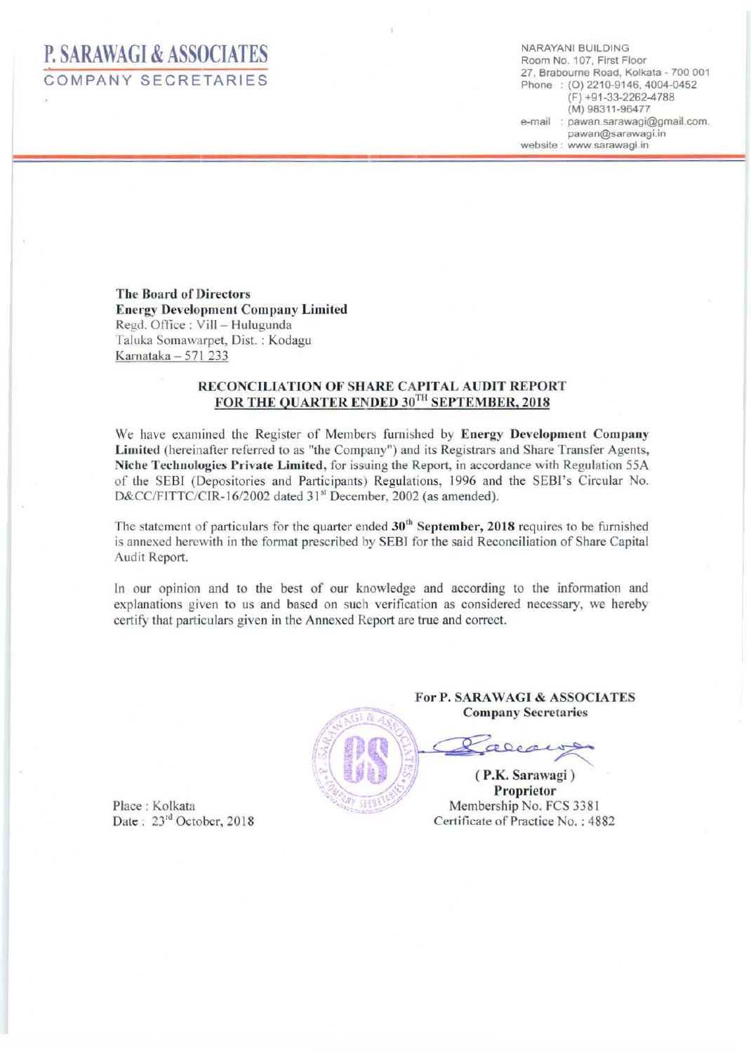# P. SARAWAGI & ASSOCIATES

COMPANY SECRETARIES

NARAYANI BUILDING
Room No. 107, First Floor
27, Brabourne Road, Kolkata - 700 001
Phone : (O) 2210-9146, 4004-0452
(F) +91-33-2262-4788
(M) 98311-96477
e-mail : pawan.sarawagi@gmail.com.
pawan@sarawagi.in
website : www.sarawagi.in

**The Board of Directors**
**Energy Development Company Limited**
Regd. Office : Vill – Hulugunda
Taluka Somawarpet, Dist. : Kodagu
Karnataka – 571 233

## RECONCILIATION OF SHARE CAPITAL AUDIT REPORT FOR THE QUARTER ENDED 30TH SEPTEMBER, 2018

We have examined the Register of Members furnished by **Energy Development Company Limited** (hereinafter referred to as "the Company") and its Registrars and Share Transfer Agents, **Niche Technologies Private Limited,** for issuing the Report, in accordance with Regulation 55A of the SEBI (Depositories and Participants) Regulations, 1996 and the SEBI's Circular No. D&CC/FITTC/CIR-16/2002 dated 31st December, 2002 (as amended).

The statement of particulars for the quarter ended **30th September, 2018** requires to be furnished is annexed herewith in the format prescribed by SEBI for the said Reconciliation of Share Capital Audit Report.

In our opinion and to the best of our knowledge and according to the information and explanations given to us and based on such verification as considered necessary, we hereby certify that particulars given in the Annexed Report are true and correct.

**For P. SARAWAGI & ASSOCIATES**
**Company Secretaries**

**( P.K. Sarawagi )**
**Proprietor**
Membership No. FCS 3381
Certificate of Practice No. : 4882

Place : Kolkata
Date : 23rd October, 2018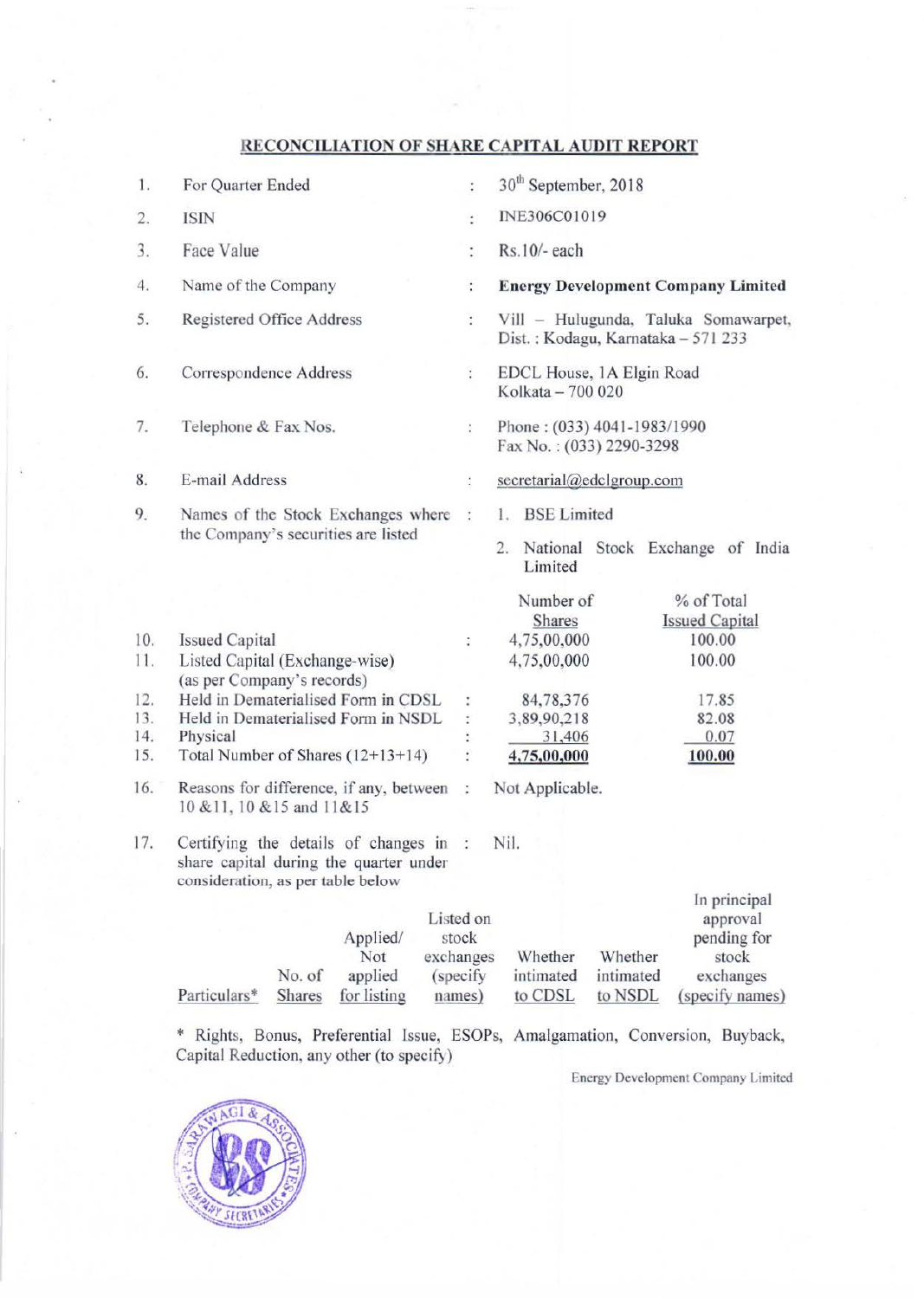## RECONCILIATION OF SHARE CAPITAL AUDIT REPORT

| | | | |
|---|---|---|---|
| 1. | For Quarter Ended | : | 30th September, 2018 |
| 2. | ISIN | : | INE306C01019 |
| 3. | Face Value | : | Rs.10/- each |
| 4. | Name of the Company | : | **Energy Development Company Limited** |
| 5. | Registered Office Address | : | Vill – Hulugunda, Taluka Somawarpet, Dist. : Kodagu, Karnataka – 571 233 |
| 6. | Correspondence Address | : | EDCL House, 1A Elgin Road Kolkata – 700 020 |
| 7. | Telephone & Fax Nos. | : | Phone : (033) 4041-1983/1990 Fax No. : (033) 2290-3298 |
| 8. | E-mail Address | : | secretarial@edclgroup.com |
| 9. | Names of the Stock Exchanges where the Company's securities are listed | : | 1. BSE Limited 2. National Stock Exchange of India Limited |

| | | | Number of Shares | % of Total Issued Capital |
|---|---|---|---|---|
| 10. | Issued Capital | : | 4,75,00,000 | 100.00 |
| 11. | Listed Capital (Exchange-wise) (as per Company's records) | | 4,75,00,000 | 100.00 |
| 12. | Held in Dematerialised Form in CDSL | : | 84,78,376 | 17.85 |
| 13. | Held in Dematerialised Form in NSDL | : | 3,89,90,218 | 82.08 |
| 14. | Physical | : | 31,406 | 0.07 |
| 15. | Total Number of Shares (12+13+14) | : | **4,75,00,000** | **100.00** |

| | | | |
|---|---|---|---|
| 16. | Reasons for difference, if any, between 10 &11, 10 &15 and 11&15 | : | Not Applicable. |
| 17. | Certifying the details of changes in share capital during the quarter under consideration, as per table below | : | Nil. |

| Particulars* | No. of Shares | Applied/ Not applied for listing | Listed on stock exchanges (specify names) | Whether intimated to CDSL | Whether intimated to NSDL | In principal approval pending for stock exchanges (specify names) |
|---|---|---|---|---|---|---|

\* Rights, Bonus, Preferential Issue, ESOPs, Amalgamation, Conversion, Buyback, Capital Reduction, any other (to specify)

Energy Development Company Limited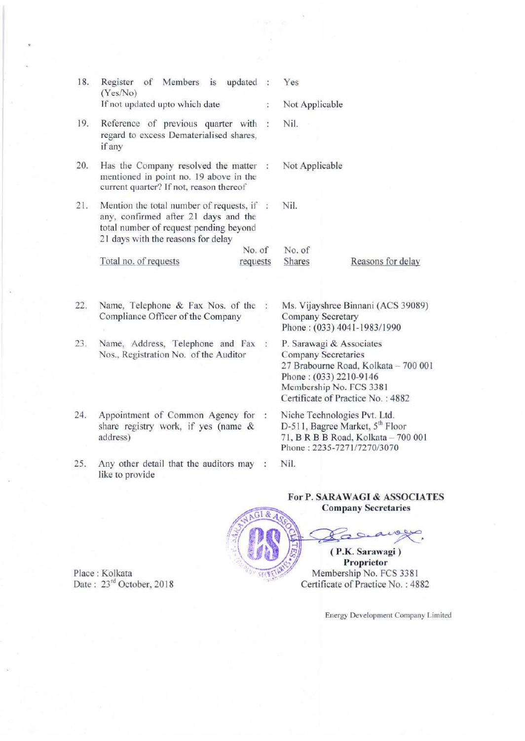| | | | |
|---|---|---|---|
| 18. | Register of Members is updated (Yes/No) | : | Yes |
| | If not updated upto which date | : | Not Applicable |
| 19. | Reference of previous quarter with regard to excess Dematerialised shares, if any | : | Nil. |
| 20. | Has the Company resolved the matter mentioned in point no. 19 above in the current quarter? If not, reason thereof | : | Not Applicable |
| 21. | Mention the total number of requests, if any, confirmed after 21 days and the total number of request pending beyond 21 days with the reasons for delay | : | Nil. |

| Total no. of requests | No. of requests | No. of Shares | Reasons for delay |
|---|---|---|---|

| | | | |
|---|---|---|---|
| 22. | Name, Telephone & Fax Nos. of the Compliance Officer of the Company | : | Ms. Vijayshree Binnani (ACS 39089)<br>Company Secretary<br>Phone : (033) 4041-1983/1990 |
| 23. | Name, Address, Telephone and Fax Nos., Registration No. of the Auditor | : | P. Sarawagi & Associates<br>Company Secretaries<br>27 Brabourne Road, Kolkata – 700 001<br>Phone : (033) 2210-9146<br>Membership No. FCS 3381<br>Certificate of Practice No. : 4882 |
| 24. | Appointment of Common Agency for share registry work, if yes (name & address) | : | Niche Technologies Pvt. Ltd.<br>D-511, Bagree Market, 5th Floor<br>71, B R B B Road, Kolkata – 700 001<br>Phone : 2235-7271/7270/3070 |
| 25. | Any other detail that the auditors may like to provide | : | Nil. |

**For P. SARAWAGI & ASSOCIATES**
**Company Secretaries**

**( P.K. Sarawagi )**
**Proprietor**
Membership No. FCS 3381
Certificate of Practice No. : 4882

Place : Kolkata
Date : 23rd October, 2018

Energy Development Company Limited